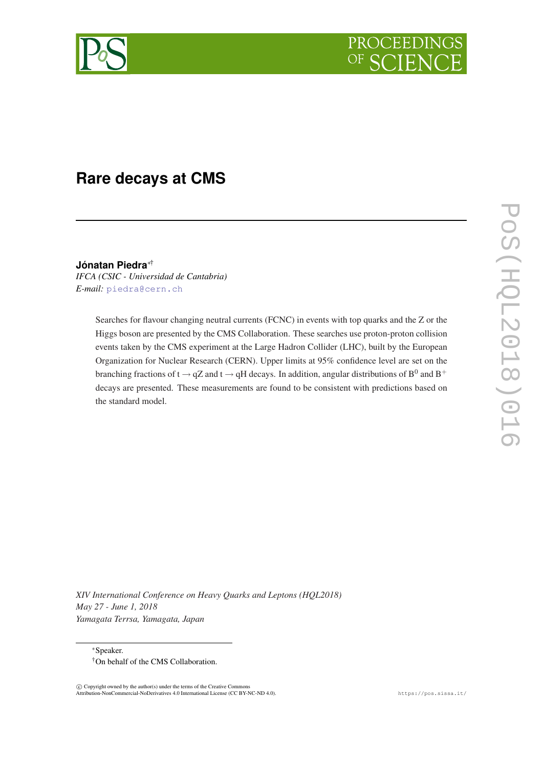# Rare decays at CMS

**Jónatan Piedra**[*†]

*IFCA (CSIC - Universidad de Cantabria)*

*E-mail:* piedra@cern.ch

Searches for flavour changing neutral currents (FCNC) in events with top quarks and the Z or the Higgs boson are presented by the CMS Collaboration. These searches use proton-proton collision events taken by the CMS experiment at the Large Hadron Collider (LHC), built by the European Organization for Nuclear Research (CERN). Upper limits at 95% confidence level are set on the branching fractions of $t \rightarrow qZ$ and $t \rightarrow qH$ decays. In addition, angular distributions of $B^0$ and $B^+$ decays are presented. These measurements are found to be consistent with predictions based on the standard model.

*XIV International Conference on Heavy Quarks and Leptons (HQL2018)*
*May 27 - June 1, 2018*
*Yamagata Terrsa, Yamagata, Japan*

[*] Speaker.

[†] On behalf of the CMS Collaboration.

© Copyright owned by the author(s) under the terms of the Creative Commons Attribution-NonCommercial-NoDerivatives 4.0 International License (CC BY-NC-ND 4.0).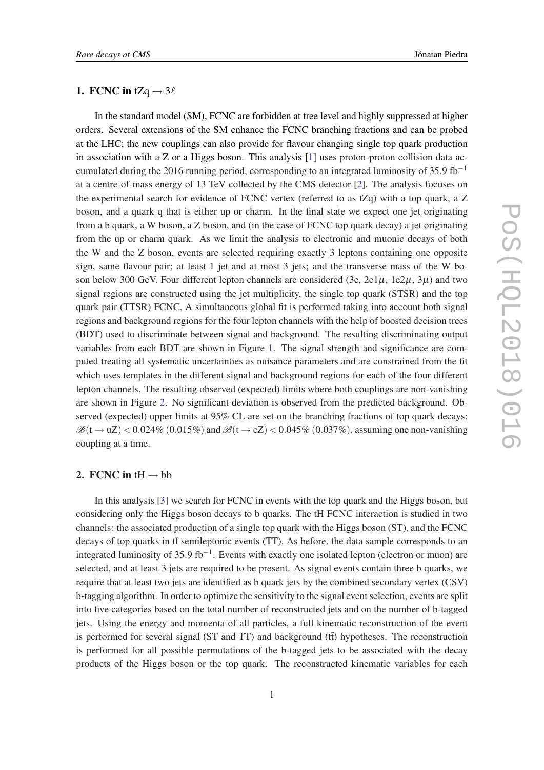## 1. FCNC in $tZq \rightarrow 3\ell$

In the standard model (SM), FCNC are forbidden at tree level and highly suppressed at higher orders. Several extensions of the SM enhance the FCNC branching fractions and can be probed at the LHC; the new couplings can also provide for flavour changing single top quark production in association with a Z or a Higgs boson. This analysis [1] uses proton-proton collision data accumulated during the 2016 running period, corresponding to an integrated luminosity of 35.9 $\text{fb}^{-1}$ at a centre-of-mass energy of 13 TeV collected by the CMS detector [2]. The analysis focuses on the experimental search for evidence of FCNC vertex (referred to as tZq) with a top quark, a Z boson, and a quark q that is either up or charm. In the final state we expect one jet originating from a b quark, a W boson, a Z boson, and (in the case of FCNC top quark decay) a jet originating from the up or charm quark. As we limit the analysis to electronic and muonic decays of both the W and the Z boson, events are selected requiring exactly 3 leptons containing one opposite sign, same flavour pair; at least 1 jet and at most 3 jets; and the transverse mass of the W boson below 300 GeV. Four different lepton channels are considered (3e, 2e1$\mu$, 1e2$\mu$, 3$\mu$) and two signal regions are constructed using the jet multiplicity, the single top quark (STSR) and the top quark pair (TTSR) FCNC. A simultaneous global fit is performed taking into account both signal regions and background regions for the four lepton channels with the help of boosted decision trees (BDT) used to discriminate between signal and background. The resulting discriminating output variables from each BDT are shown in Figure 1. The signal strength and significance are computed treating all systematic uncertainties as nuisance parameters and are constrained from the fit which uses templates in the different signal and background regions for each of the four different lepton channels. The resulting observed (expected) limits where both couplings are non-vanishing are shown in Figure 2. No significant deviation is observed from the predicted background. Observed (expected) upper limits at 95% CL are set on the branching fractions of top quark decays: $\mathscr{B}(t \rightarrow uZ) < 0.024\%$ $(0.015\%)$ and $\mathscr{B}(t \rightarrow cZ) < 0.045\%$ $(0.037\%)$, assuming one non-vanishing coupling at a time.

## 2. FCNC in $tH \rightarrow bb$

In this analysis [3] we search for FCNC in events with the top quark and the Higgs boson, but considering only the Higgs boson decays to b quarks. The tH FCNC interaction is studied in two channels: the associated production of a single top quark with the Higgs boson (ST), and the FCNC decays of top quarks in $t\bar{t}$ semileptonic events (TT). As before, the data sample corresponds to an integrated luminosity of 35.9 $\text{fb}^{-1}$. Events with exactly one isolated lepton (electron or muon) are selected, and at least 3 jets are required to be present. As signal events contain three b quarks, we require that at least two jets are identified as b quark jets by the combined secondary vertex (CSV) b-tagging algorithm. In order to optimize the sensitivity to the signal event selection, events are split into five categories based on the total number of reconstructed jets and on the number of b-tagged jets. Using the energy and momenta of all particles, a full kinematic reconstruction of the event is performed for several signal (ST and TT) and background ($t\bar{t}$) hypotheses. The reconstruction is performed for all possible permutations of the b-tagged jets to be associated with the decay products of the Higgs boson or the top quark. The reconstructed kinematic variables for each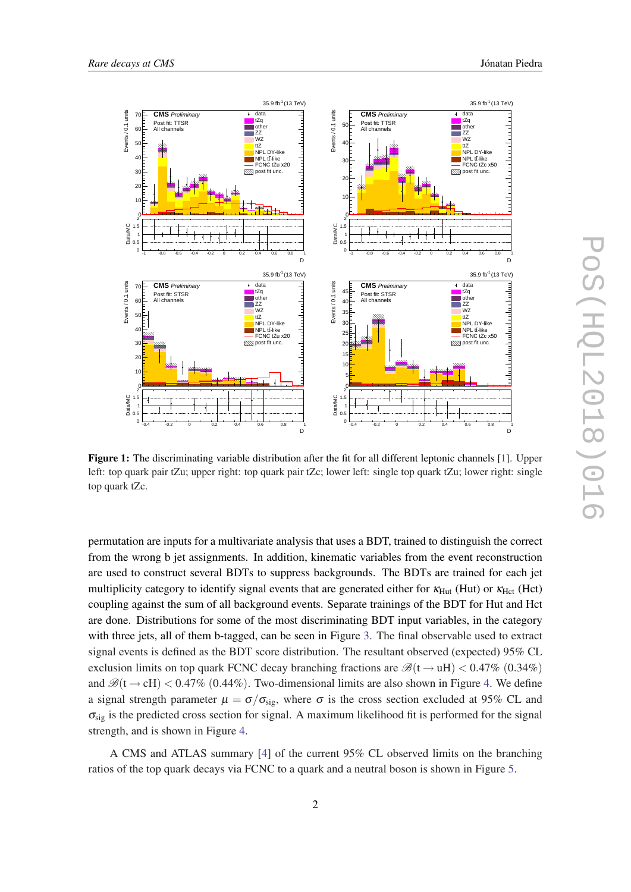**Figure 1:** The discriminating variable distribution after the fit for all different leptonic channels [1]. Upper left: top quark pair tZu; upper right: top quark pair tZc; lower left: single top quark tZu; lower right: single top quark tZc.

permutation are inputs for a multivariate analysis that uses a BDT, trained to distinguish the correct from the wrong b jet assignments. In addition, kinematic variables from the event reconstruction are used to construct several BDTs to suppress backgrounds. The BDTs are trained for each jet multiplicity category to identify signal events that are generated either for $\kappa_{\text{Hut}}$ (Hut) or $\kappa_{\text{Hct}}$ (Hct) coupling against the sum of all background events. Separate trainings of the BDT for Hut and Hct are done. Distributions for some of the most discriminating BDT input variables, in the category with three jets, all of them b-tagged, can be seen in Figure 3. The final observable used to extract signal events is defined as the BDT score distribution. The resultant observed (expected) 95% CL exclusion limits on top quark FCNC decay branching fractions are $\mathscr{B}(\text{t} \rightarrow \text{uH}) < 0.47\%$ $(0.34\%)$ and $\mathscr{B}(\text{t} \rightarrow \text{cH}) < 0.47\%$ $(0.44\%)$. Two-dimensional limits are also shown in Figure 4. We define a signal strength parameter $\mu = \sigma/\sigma_{\text{sig}}$, where $\sigma$ is the cross section excluded at 95% CL and $\sigma_{\text{sig}}$ is the predicted cross section for signal. A maximum likelihood fit is performed for the signal strength, and is shown in Figure 4.

A CMS and ATLAS summary [4] of the current 95% CL observed limits on the branching ratios of the top quark decays via FCNC to a quark and a neutral boson is shown in Figure 5.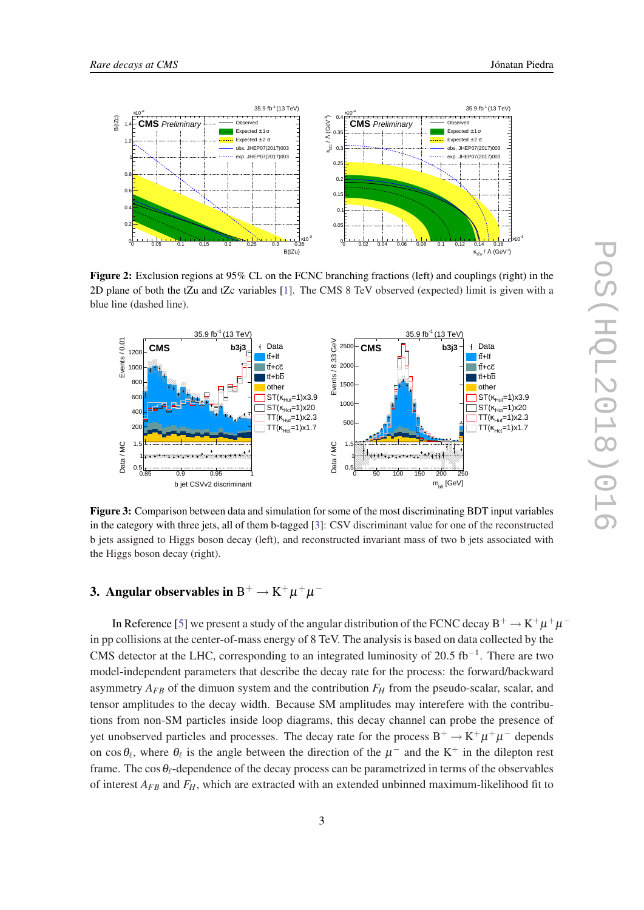**Figure 2:** Exclusion regions at 95% CL on the FCNC branching fractions (left) and couplings (right) in the 2D plane of both the tZu and tZc variables [1]. The CMS 8 TeV observed (expected) limit is given with a blue line (dashed line).

**Figure 3:** Comparison between data and simulation for some of the most discriminating BDT input variables in the category with three jets, all of them b-tagged [3]: CSV discriminant value for one of the reconstructed b jets assigned to Higgs boson decay (left), and reconstructed invariant mass of two b jets associated with the Higgs boson decay (right).

## 3. Angular observables in $\mathrm{B}^+ \to \mathrm{K}^+\mu^+\mu^-$

In Reference [5] we present a study of the angular distribution of the FCNC decay $\mathrm{B}^+ \to \mathrm{K}^+\mu^+\mu^-$ in pp collisions at the center-of-mass energy of 8 TeV. The analysis is based on data collected by the CMS detector at the LHC, corresponding to an integrated luminosity of 20.5 fb$^{-1}$. There are two model-independent parameters that describe the decay rate for the process: the forward/backward asymmetry $A_{FB}$ of the dimuon system and the contribution $F_H$ from the pseudo-scalar, scalar, and tensor amplitudes to the decay width. Because SM amplitudes may interefere with the contributions from non-SM particles inside loop diagrams, this decay channel can probe the presence of yet unobserved particles and processes. The decay rate for the process $\mathrm{B}^+ \to \mathrm{K}^+\mu^+\mu^-$ depends on $\cos\theta_\ell$, where $\theta_\ell$ is the angle between the direction of the $\mu^-$ and the $\mathrm{K}^+$ in the dilepton rest frame. The $\cos\theta_\ell$-dependence of the decay process can be parametrized in terms of the observables of interest $A_{FB}$ and $F_H$, which are extracted with an extended unbinned maximum-likelihood fit to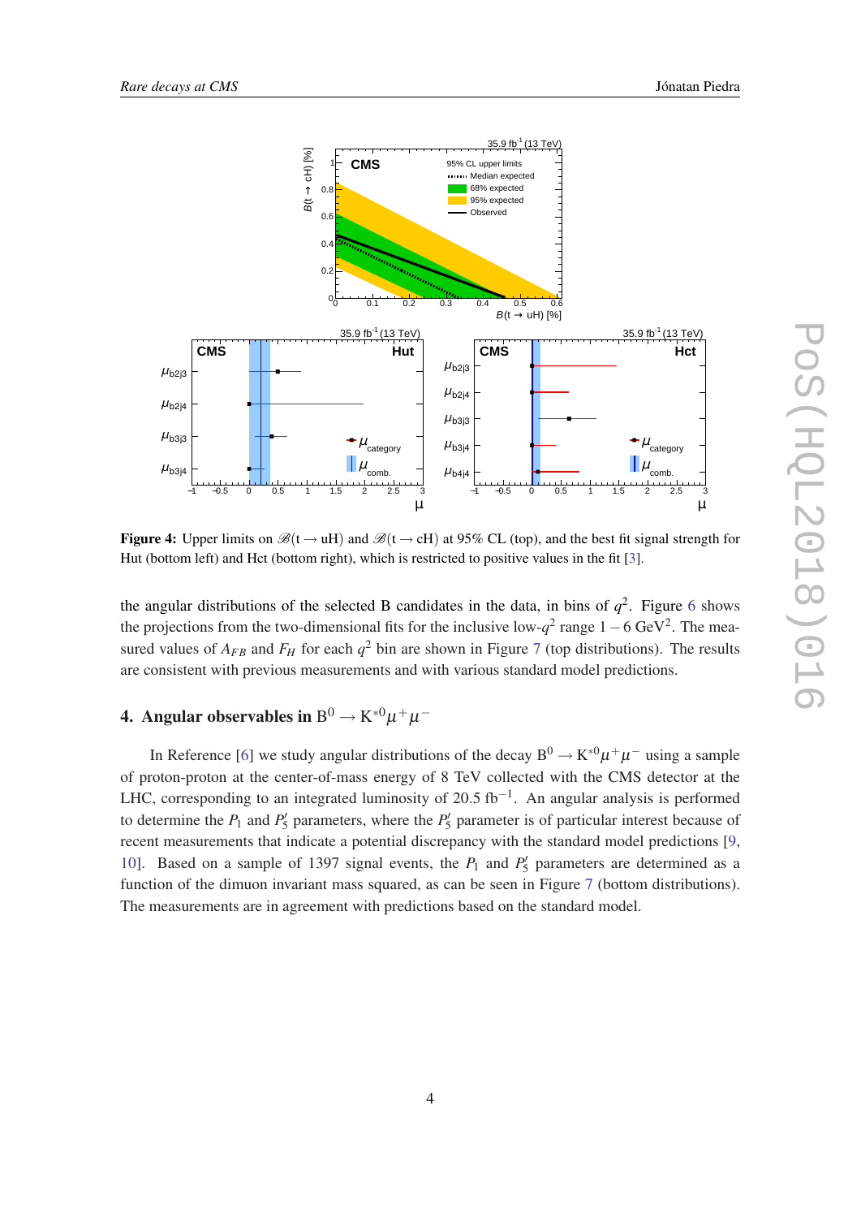**Figure 4:** Upper limits on $\mathscr{B}(t \to uH)$ and $\mathscr{B}(t \to cH)$ at 95% CL (top), and the best fit signal strength for Hut (bottom left) and Hct (bottom right), which is restricted to positive values in the fit [3].

the angular distributions of the selected B candidates in the data, in bins of $q^2$. Figure 6 shows the projections from the two-dimensional fits for the inclusive low-$q^2$ range $1-6$ GeV$^2$. The measured values of $A_{FB}$ and $F_H$ for each $q^2$ bin are shown in Figure 7 (top distributions). The results are consistent with previous measurements and with various standard model predictions.

## 4. Angular observables in $B^0 \to K^{*0}\mu^+\mu^-$

In Reference [6] we study angular distributions of the decay $B^0 \to K^{*0}\mu^+\mu^-$ using a sample of proton-proton at the center-of-mass energy of 8 TeV collected with the CMS detector at the LHC, corresponding to an integrated luminosity of 20.5 fb$^{-1}$. An angular analysis is performed to determine the $P_1$ and $P_5'$ parameters, where the $P_5'$ parameter is of particular interest because of recent measurements that indicate a potential discrepancy with the standard model predictions [9, 10]. Based on a sample of 1397 signal events, the $P_1$ and $P_5'$ parameters are determined as a function of the dimuon invariant mass squared, as can be seen in Figure 7 (bottom distributions). The measurements are in agreement with predictions based on the standard model.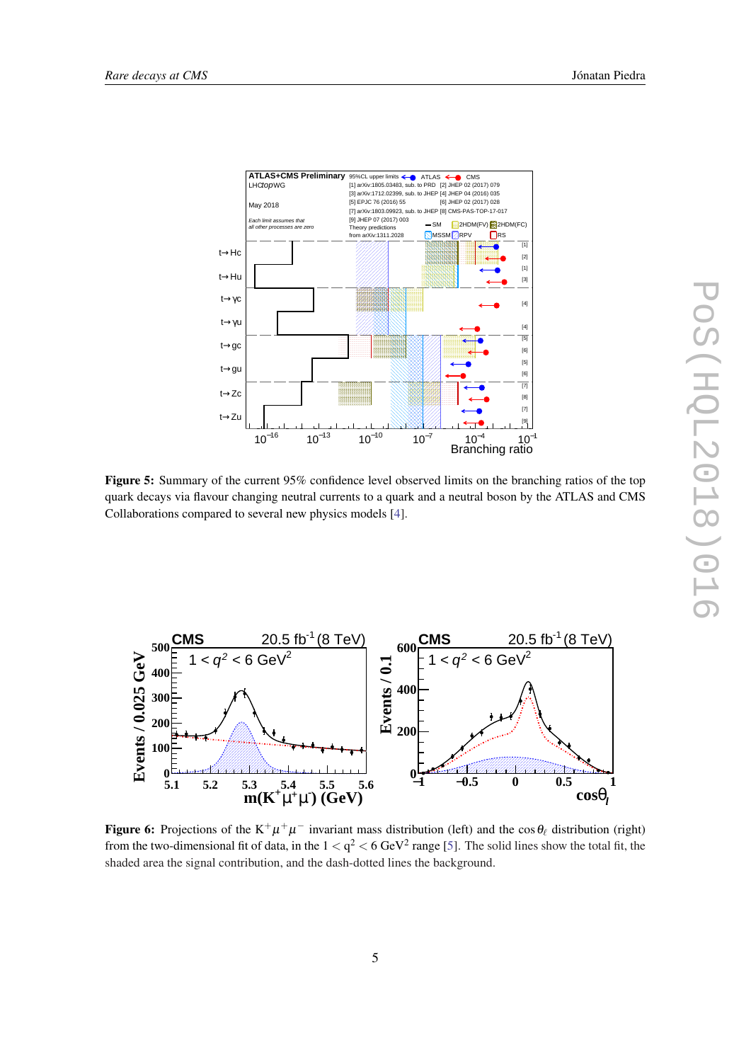**Figure 5:** Summary of the current 95% confidence level observed limits on the branching ratios of the top quark decays via flavour changing neutral currents to a quark and a neutral boson by the ATLAS and CMS Collaborations compared to several new physics models [4].

**Figure 6:** Projections of the $K^+\mu^+\mu^-$ invariant mass distribution (left) and the $\cos\theta_\ell$ distribution (right) from the two-dimensional fit of data, in the $1 < q^2 < 6$ GeV$^2$ range [5]. The solid lines show the total fit, the shaded area the signal contribution, and the dash-dotted lines the background.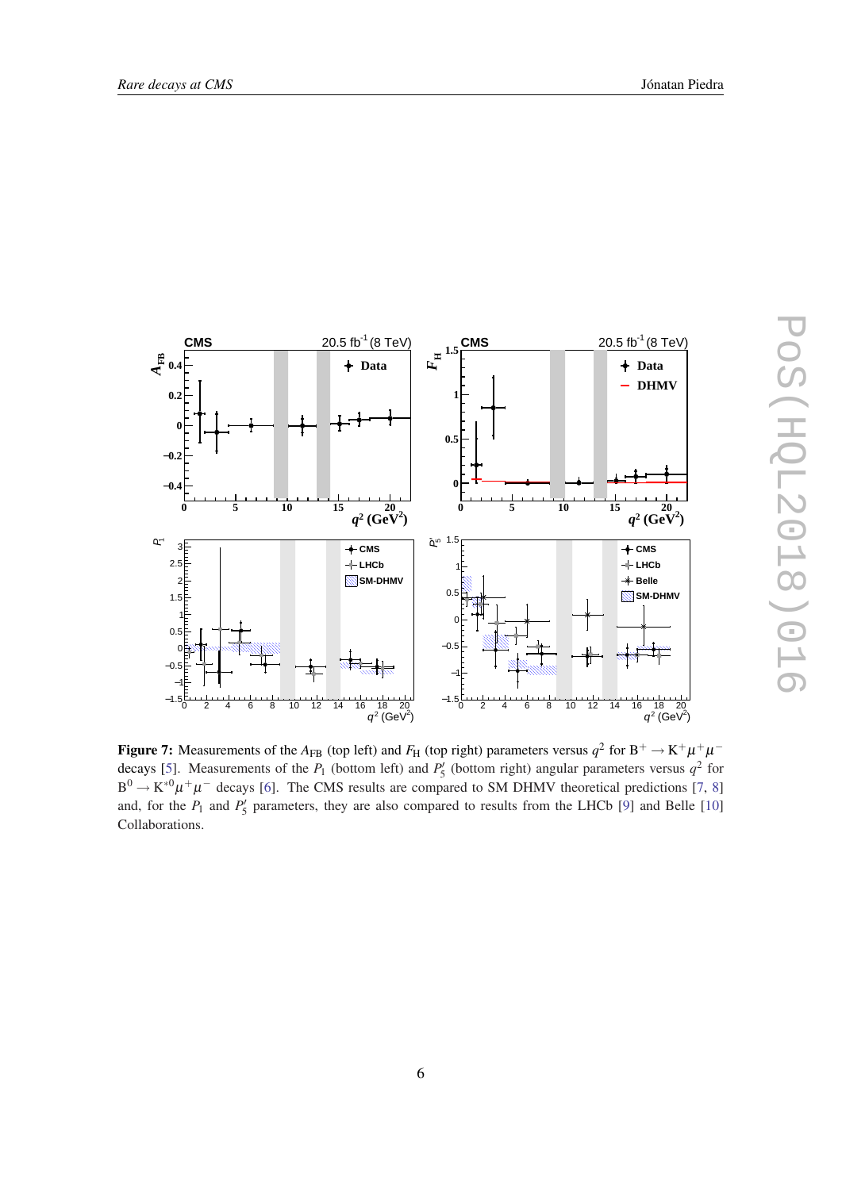**Figure 7:** Measurements of the $A_{\rm FB}$ (top left) and $F_{\rm H}$ (top right) parameters versus $q^2$ for $\mathrm{B}^+ \to \mathrm{K}^+\mu^+\mu^-$ decays [5]. Measurements of the $P_1$ (bottom left) and $P_5'$ (bottom right) angular parameters versus $q^2$ for $\mathrm{B}^0 \to \mathrm{K}^{*0}\mu^+\mu^-$ decays [6]. The CMS results are compared to SM DHMV theoretical predictions [7, 8] and, for the $P_1$ and $P_5'$ parameters, they are also compared to results from the LHCb [9] and Belle [10] Collaborations.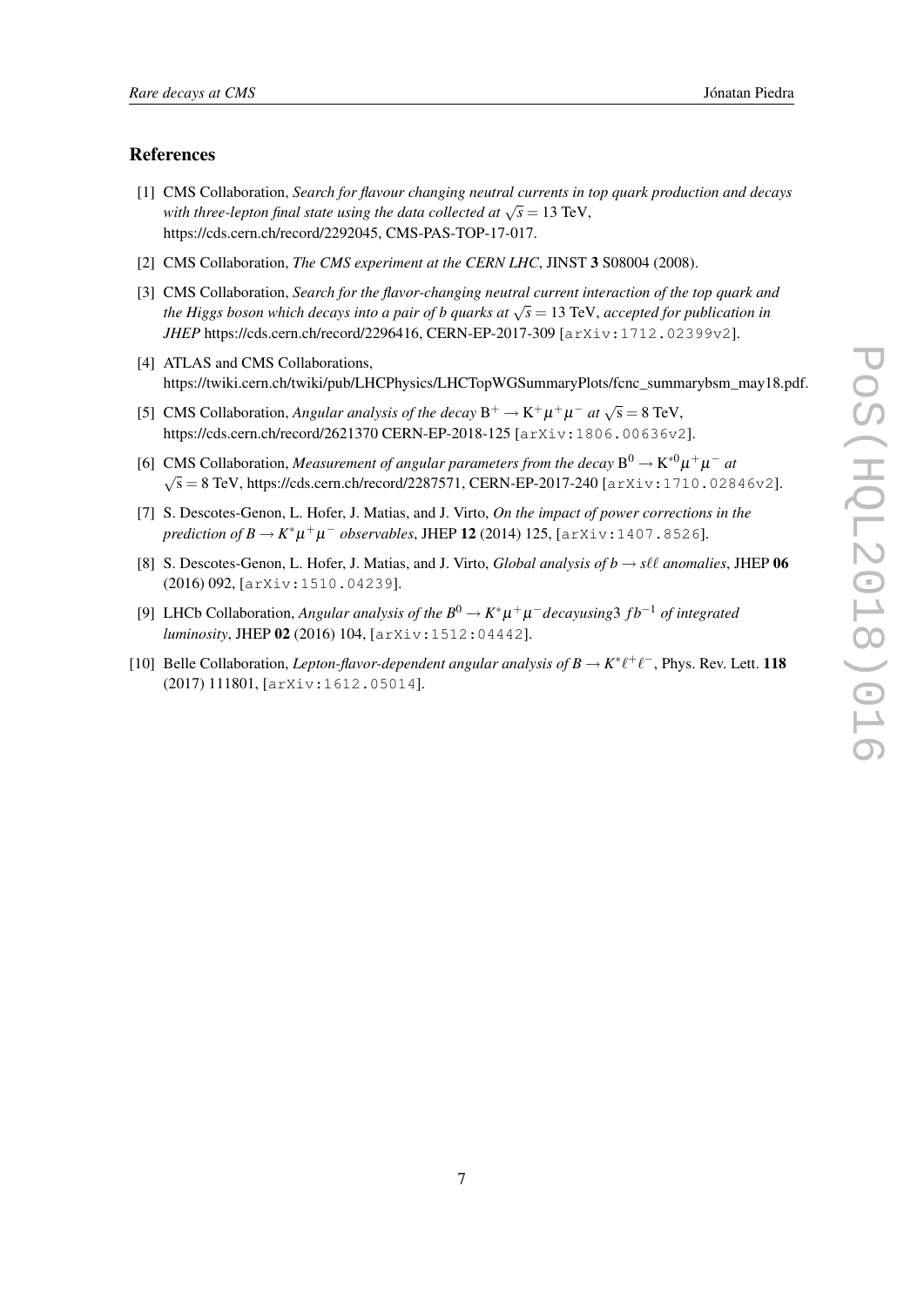## References

[1] CMS Collaboration, *Search for flavour changing neutral currents in top quark production and decays with three-lepton final state using the data collected at* $\sqrt{s} = 13$ TeV, https://cds.cern.ch/record/2292045, CMS-PAS-TOP-17-017.

[2] CMS Collaboration, *The CMS experiment at the CERN LHC*, JINST **3** S08004 (2008).

[3] CMS Collaboration, *Search for the flavor-changing neutral current interaction of the top quark and the Higgs boson which decays into a pair of b quarks at* $\sqrt{s} = 13$ TeV, *accepted for publication in JHEP* https://cds.cern.ch/record/2296416, CERN-EP-2017-309 [arXiv:1712.02399v2].

[4] ATLAS and CMS Collaborations, https://twiki.cern.ch/twiki/pub/LHCPhysics/LHCTopWGSummaryPlots/fcnc_summarybsm_may18.pdf.

[5] CMS Collaboration, *Angular analysis of the decay* $\mathrm{B}^+ \to \mathrm{K}^+\mu^+\mu^-$ *at* $\sqrt{\mathrm{s}} = 8$ TeV, https://cds.cern.ch/record/2621370 CERN-EP-2018-125 [arXiv:1806.00636v2].

[6] CMS Collaboration, *Measurement of angular parameters from the decay* $\mathrm{B}^0 \to \mathrm{K}^{*0}\mu^+\mu^-$ *at* $\sqrt{\mathrm{s}} = 8$ TeV, https://cds.cern.ch/record/2287571, CERN-EP-2017-240 [arXiv:1710.02846v2].

[7] S. Descotes-Genon, L. Hofer, J. Matias, and J. Virto, *On the impact of power corrections in the prediction of* $B \to K^*\mu^+\mu^-$ *observables*, JHEP **12** (2014) 125, [arXiv:1407.8526].

[8] S. Descotes-Genon, L. Hofer, J. Matias, and J. Virto, *Global analysis of* $b \to s\ell\ell$ *anomalies*, JHEP **06** (2016) 092, [arXiv:1510.04239].

[9] LHCb Collaboration, *Angular analysis of the* $B^0 \to K^*\mu^+\mu^-$*decayusing*$3\ fb^{-1}$ *of integrated luminosity*, JHEP **02** (2016) 104, [arXiv:1512:04442].

[10] Belle Collaboration, *Lepton-flavor-dependent angular analysis of* $B \to K^*\ell^+\ell^-$, Phys. Rev. Lett. **118** (2017) 111801, [arXiv:1612.05014].